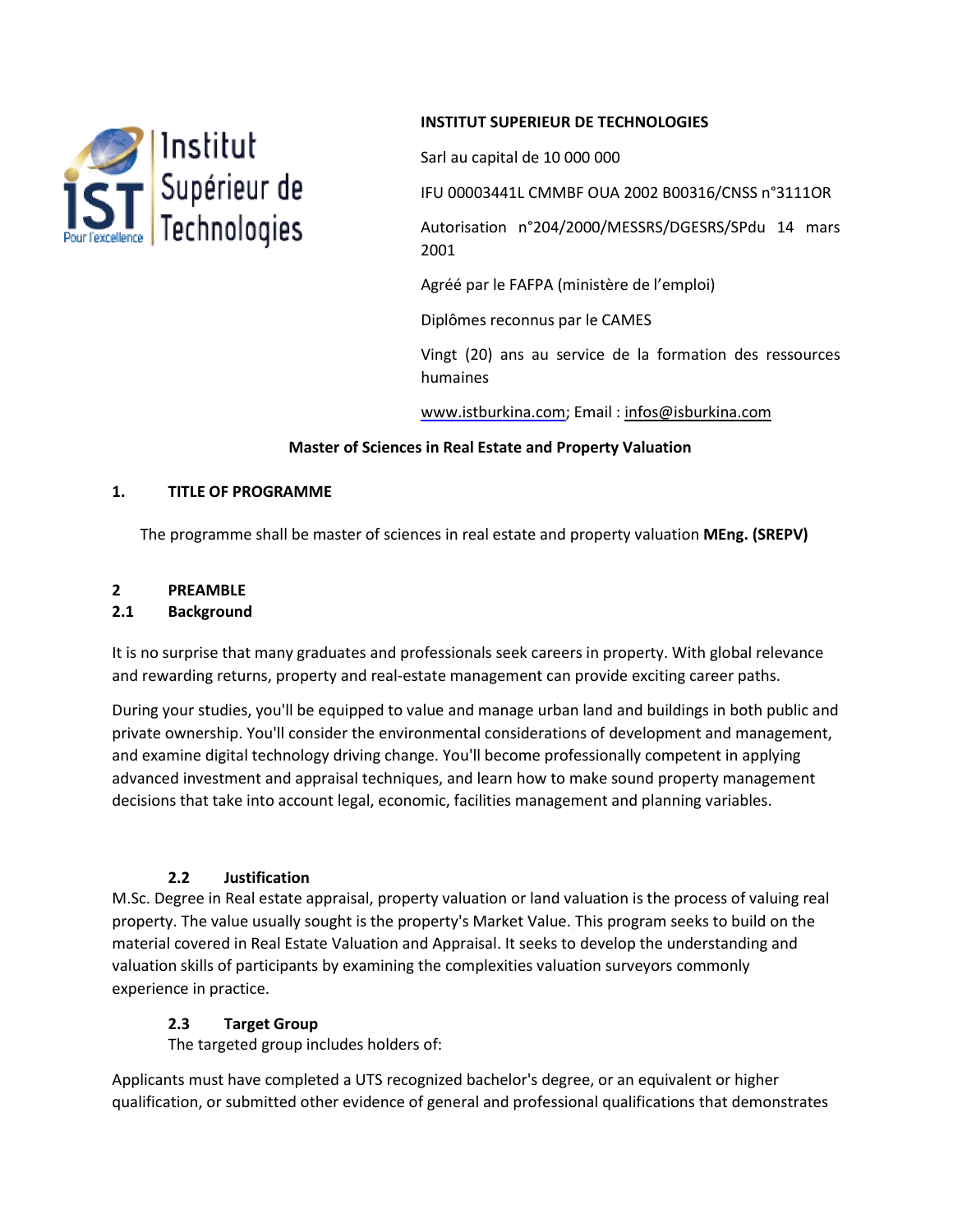Institut Supérieur de Technologies

iST Pour l'excellence

**INSTITUT SUPERIEUR DE TECHNOLOGIES**

Sarl au capital de 10 000 000

IFU 00003441L CMMBF OUA 2002 B00316/CNSS n°3111OR

Autorisation n°204/2000/MESSRS/DGESRS/SPdu 14 mars 2001

Agréé par le FAFPA (ministère de l'emploi)

Diplômes reconnus par le CAMES

Vingt (20) ans au service de la formation des ressources humaines

www.istburkina.com; Email : infos@isburkina.com

**Master of Sciences in Real Estate and Property Valuation**

## 1. TITLE OF PROGRAMME

The programme shall be master of sciences in real estate and property valuation **MEng. (SREPV)**

## 2 PREAMBLE

### 2.1 Background

It is no surprise that many graduates and professionals seek careers in property. With global relevance and rewarding returns, property and real-estate management can provide exciting career paths.

During your studies, you'll be equipped to value and manage urban land and buildings in both public and private ownership. You'll consider the environmental considerations of development and management, and examine digital technology driving change. You'll become professionally competent in applying advanced investment and appraisal techniques, and learn how to make sound property management decisions that take into account legal, economic, facilities management and planning variables.

### 2.2 Justification

M.Sc. Degree in Real estate appraisal, property valuation or land valuation is the process of valuing real property. The value usually sought is the property's Market Value. This program seeks to build on the material covered in Real Estate Valuation and Appraisal. It seeks to develop the understanding and valuation skills of participants by examining the complexities valuation surveyors commonly experience in practice.

### 2.3 Target Group

The targeted group includes holders of:

Applicants must have completed a UTS recognized bachelor's degree, or an equivalent or higher qualification, or submitted other evidence of general and professional qualifications that demonstrates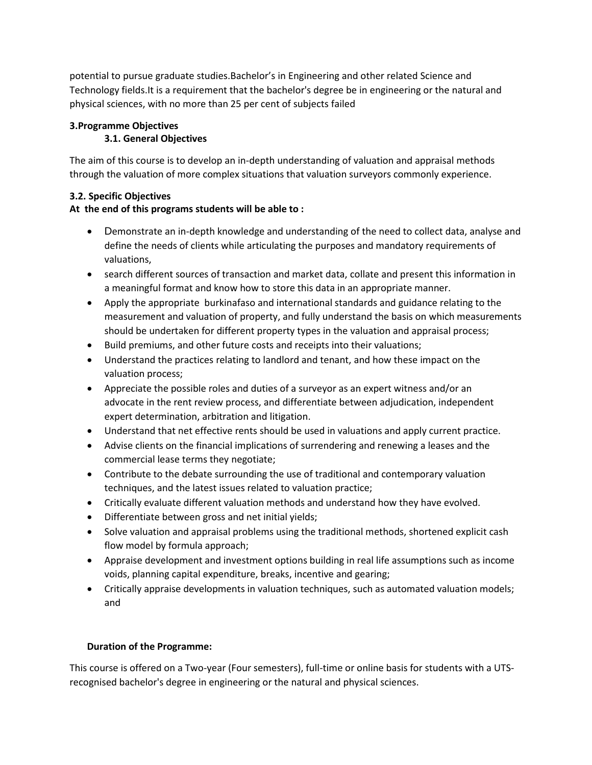potential to pursue graduate studies.Bachelor's in Engineering and other related Science and Technology fields.It is a requirement that the bachelor's degree be in engineering or the natural and physical sciences, with no more than 25 per cent of subjects failed

**3.Programme Objectives**

**3.1. General Objectives**

The aim of this course is to develop an in-depth understanding of valuation and appraisal methods through the valuation of more complex situations that valuation surveyors commonly experience.

**3.2. Specific Objectives**

**At the end of this programs students will be able to :**

- Demonstrate an in-depth knowledge and understanding of the need to collect data, analyse and define the needs of clients while articulating the purposes and mandatory requirements of valuations,
- search different sources of transaction and market data, collate and present this information in a meaningful format and know how to store this data in an appropriate manner.
- Apply the appropriate burkinafaso and international standards and guidance relating to the measurement and valuation of property, and fully understand the basis on which measurements should be undertaken for different property types in the valuation and appraisal process;
- Build premiums, and other future costs and receipts into their valuations;
- Understand the practices relating to landlord and tenant, and how these impact on the valuation process;
- Appreciate the possible roles and duties of a surveyor as an expert witness and/or an advocate in the rent review process, and differentiate between adjudication, independent expert determination, arbitration and litigation.
- Understand that net effective rents should be used in valuations and apply current practice.
- Advise clients on the financial implications of surrendering and renewing a leases and the commercial lease terms they negotiate;
- Contribute to the debate surrounding the use of traditional and contemporary valuation techniques, and the latest issues related to valuation practice;
- Critically evaluate different valuation methods and understand how they have evolved.
- Differentiate between gross and net initial yields;
- Solve valuation and appraisal problems using the traditional methods, shortened explicit cash flow model by formula approach;
- Appraise development and investment options building in real life assumptions such as income voids, planning capital expenditure, breaks, incentive and gearing;
- Critically appraise developments in valuation techniques, such as automated valuation models; and

**Duration of the Programme:**

This course is offered on a Two-year (Four semesters), full-time or online basis for students with a UTS-recognised bachelor's degree in engineering or the natural and physical sciences.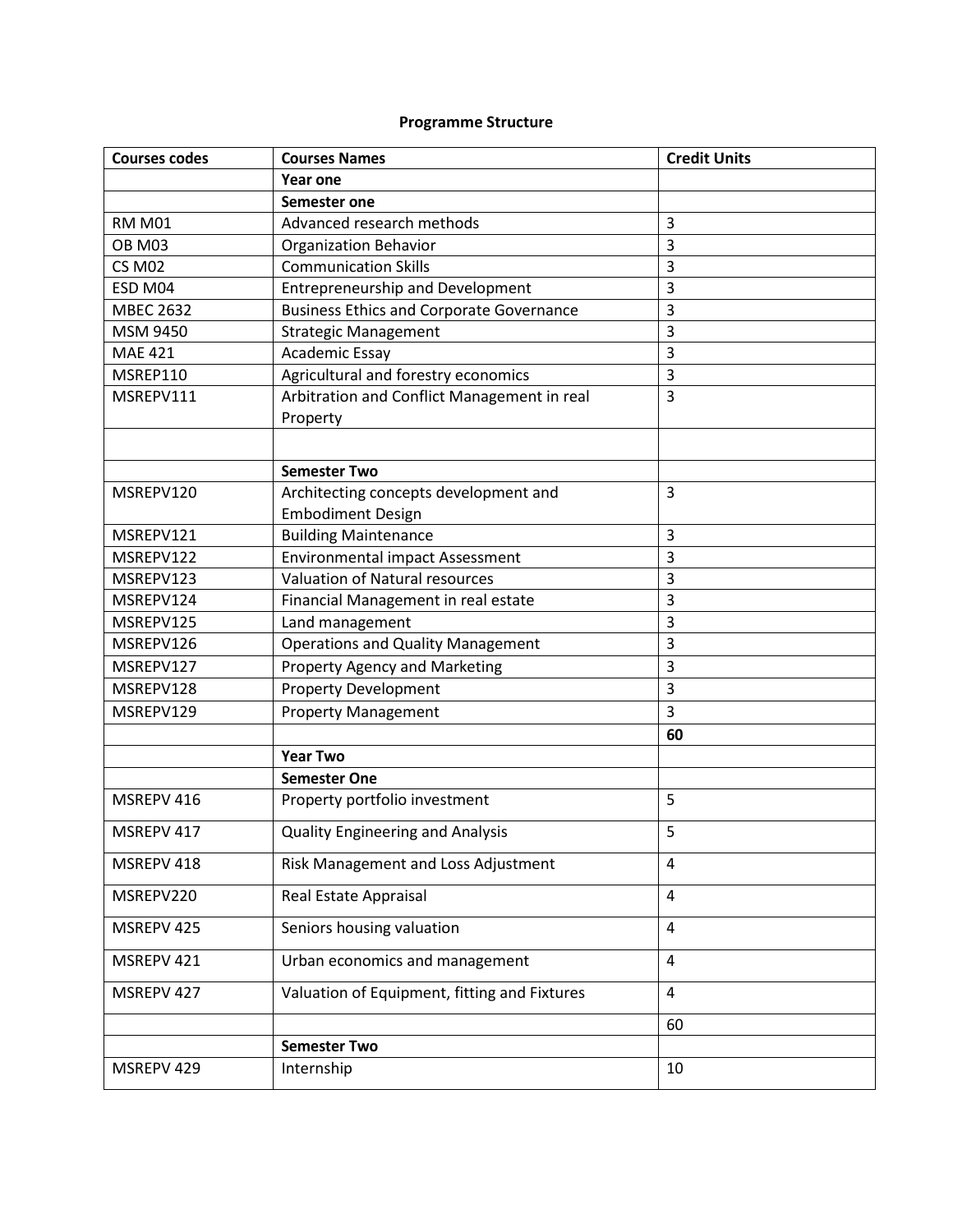**Programme Structure**

| Courses codes | Courses Names | Credit Units |
|---|---|---|
| | **Year one** | |
| | **Semester one** | |
| RM M01 | Advanced research methods | 3 |
| OB M03 | Organization Behavior | 3 |
| CS M02 | Communication Skills | 3 |
| ESD M04 | Entrepreneurship and Development | 3 |
| MBEC 2632 | Business Ethics and Corporate Governance | 3 |
| MSM 9450 | Strategic Management | 3 |
| MAE 421 | Academic Essay | 3 |
| MSREP110 | Agricultural and forestry economics | 3 |
| MSREPV111 | Arbitration and Conflict Management in real Property | 3 |
| | | |
| | **Semester Two** | |
| MSREPV120 | Architecting concepts development and Embodiment Design | 3 |
| MSREPV121 | Building Maintenance | 3 |
| MSREPV122 | Environmental impact Assessment | 3 |
| MSREPV123 | Valuation of Natural resources | 3 |
| MSREPV124 | Financial Management in real estate | 3 |
| MSREPV125 | Land management | 3 |
| MSREPV126 | Operations and Quality Management | 3 |
| MSREPV127 | Property Agency and Marketing | 3 |
| MSREPV128 | Property Development | 3 |
| MSREPV129 | Property Management | 3 |
| | | **60** |
| | **Year Two** | |
| | **Semester One** | |
| MSREPV 416 | Property portfolio investment | 5 |
| MSREPV 417 | Quality Engineering and Analysis | 5 |
| MSREPV 418 | Risk Management and Loss Adjustment | 4 |
| MSREPV220 | Real Estate Appraisal | 4 |
| MSREPV 425 | Seniors housing valuation | 4 |
| MSREPV 421 | Urban economics and management | 4 |
| MSREPV 427 | Valuation of Equipment, fitting and Fixtures | 4 |
| | | 60 |
| | **Semester Two** | |
| MSREPV 429 | Internship | 10 |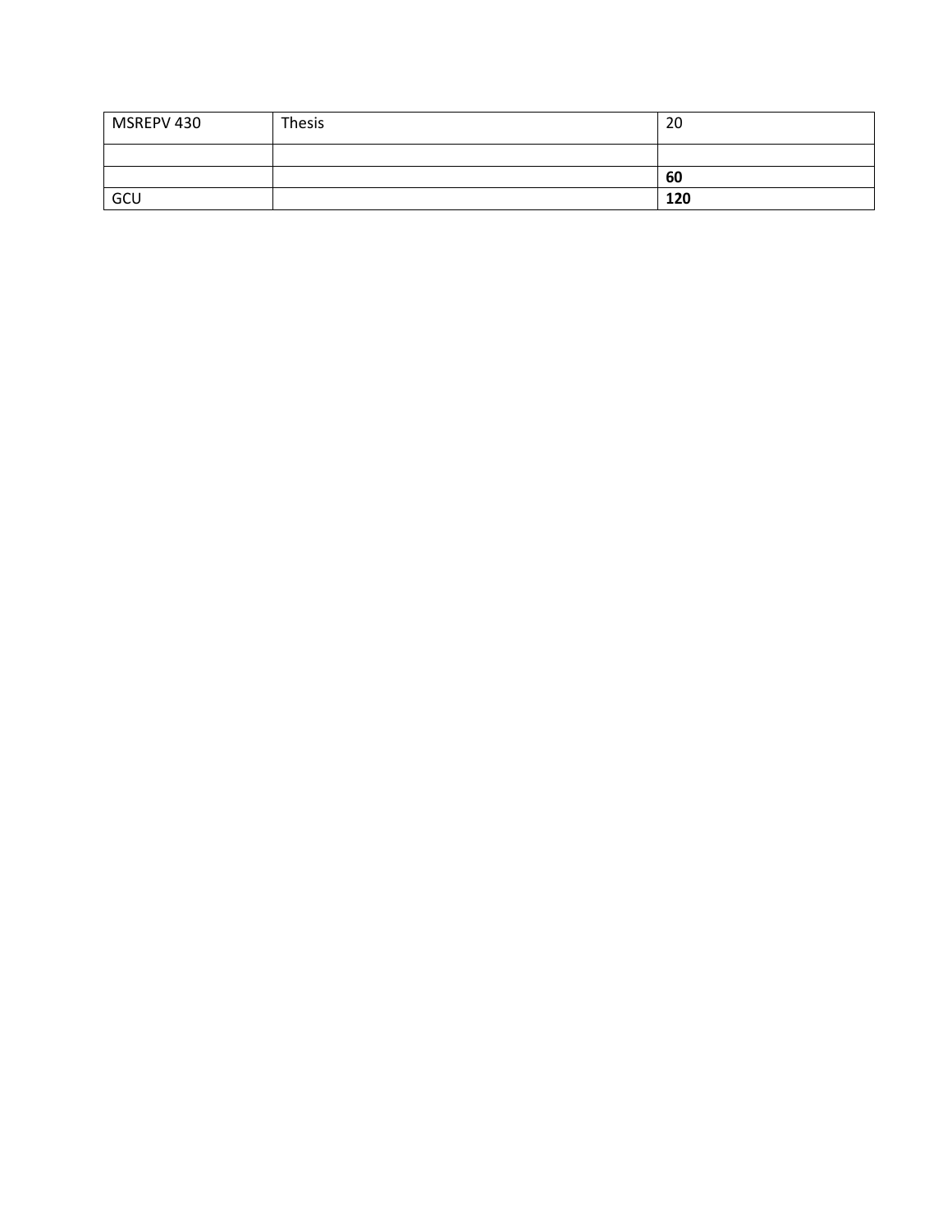| | | |
|---|---|---|
| MSREPV 430 | Thesis | 20 |
| | | |
| | | **60** |
| GCU | | **120** |